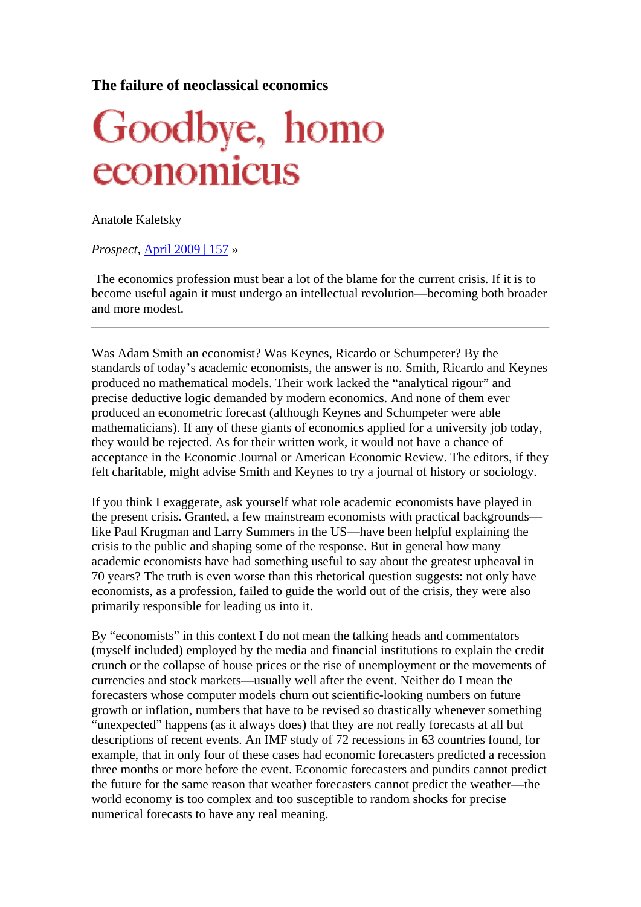**The failure of neoclassical economics**

# Goodbye, homo economicus

Anatole Kaletsky

*Prospect*, April 2009 | 157 »

The economics profession must bear a lot of the blame for the current crisis. If it is to become useful again it must undergo an intellectual revolution—becoming both broader and more modest.

---

Was Adam Smith an economist? Was Keynes, Ricardo or Schumpeter? By the standards of today's academic economists, the answer is no. Smith, Ricardo and Keynes produced no mathematical models. Their work lacked the "analytical rigour" and precise deductive logic demanded by modern economics. And none of them ever produced an econometric forecast (although Keynes and Schumpeter were able mathematicians). If any of these giants of economics applied for a university job today, they would be rejected. As for their written work, it would not have a chance of acceptance in the Economic Journal or American Economic Review. The editors, if they felt charitable, might advise Smith and Keynes to try a journal of history or sociology.

If you think I exaggerate, ask yourself what role academic economists have played in the present crisis. Granted, a few mainstream economists with practical backgrounds—like Paul Krugman and Larry Summers in the US—have been helpful explaining the crisis to the public and shaping some of the response. But in general how many academic economists have had something useful to say about the greatest upheaval in 70 years? The truth is even worse than this rhetorical question suggests: not only have economists, as a profession, failed to guide the world out of the crisis, they were also primarily responsible for leading us into it.

By "economists" in this context I do not mean the talking heads and commentators (myself included) employed by the media and financial institutions to explain the credit crunch or the collapse of house prices or the rise of unemployment or the movements of currencies and stock markets—usually well after the event. Neither do I mean the forecasters whose computer models churn out scientific-looking numbers on future growth or inflation, numbers that have to be revised so drastically whenever something "unexpected" happens (as it always does) that they are not really forecasts at all but descriptions of recent events. An IMF study of 72 recessions in 63 countries found, for example, that in only four of these cases had economic forecasters predicted a recession three months or more before the event. Economic forecasters and pundits cannot predict the future for the same reason that weather forecasters cannot predict the weather—the world economy is too complex and too susceptible to random shocks for precise numerical forecasts to have any real meaning.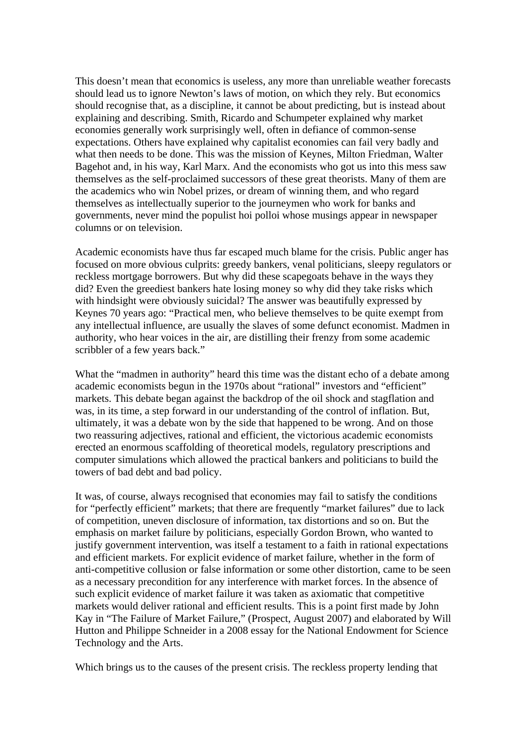This doesn't mean that economics is useless, any more than unreliable weather forecasts should lead us to ignore Newton's laws of motion, on which they rely. But economics should recognise that, as a discipline, it cannot be about predicting, but is instead about explaining and describing. Smith, Ricardo and Schumpeter explained why market economies generally work surprisingly well, often in defiance of common-sense expectations. Others have explained why capitalist economies can fail very badly and what then needs to be done. This was the mission of Keynes, Milton Friedman, Walter Bagehot and, in his way, Karl Marx. And the economists who got us into this mess saw themselves as the self-proclaimed successors of these great theorists. Many of them are the academics who win Nobel prizes, or dream of winning them, and who regard themselves as intellectually superior to the journeymen who work for banks and governments, never mind the populist hoi polloi whose musings appear in newspaper columns or on television.

Academic economists have thus far escaped much blame for the crisis. Public anger has focused on more obvious culprits: greedy bankers, venal politicians, sleepy regulators or reckless mortgage borrowers. But why did these scapegoats behave in the ways they did? Even the greediest bankers hate losing money so why did they take risks which with hindsight were obviously suicidal? The answer was beautifully expressed by Keynes 70 years ago: "Practical men, who believe themselves to be quite exempt from any intellectual influence, are usually the slaves of some defunct economist. Madmen in authority, who hear voices in the air, are distilling their frenzy from some academic scribbler of a few years back."

What the "madmen in authority" heard this time was the distant echo of a debate among academic economists begun in the 1970s about "rational" investors and "efficient" markets. This debate began against the backdrop of the oil shock and stagflation and was, in its time, a step forward in our understanding of the control of inflation. But, ultimately, it was a debate won by the side that happened to be wrong. And on those two reassuring adjectives, rational and efficient, the victorious academic economists erected an enormous scaffolding of theoretical models, regulatory prescriptions and computer simulations which allowed the practical bankers and politicians to build the towers of bad debt and bad policy.

It was, of course, always recognised that economies may fail to satisfy the conditions for "perfectly efficient" markets; that there are frequently "market failures" due to lack of competition, uneven disclosure of information, tax distortions and so on. But the emphasis on market failure by politicians, especially Gordon Brown, who wanted to justify government intervention, was itself a testament to a faith in rational expectations and efficient markets. For explicit evidence of market failure, whether in the form of anti-competitive collusion or false information or some other distortion, came to be seen as a necessary precondition for any interference with market forces. In the absence of such explicit evidence of market failure it was taken as axiomatic that competitive markets would deliver rational and efficient results. This is a point first made by John Kay in "The Failure of Market Failure," (Prospect, August 2007) and elaborated by Will Hutton and Philippe Schneider in a 2008 essay for the National Endowment for Science Technology and the Arts.

Which brings us to the causes of the present crisis. The reckless property lending that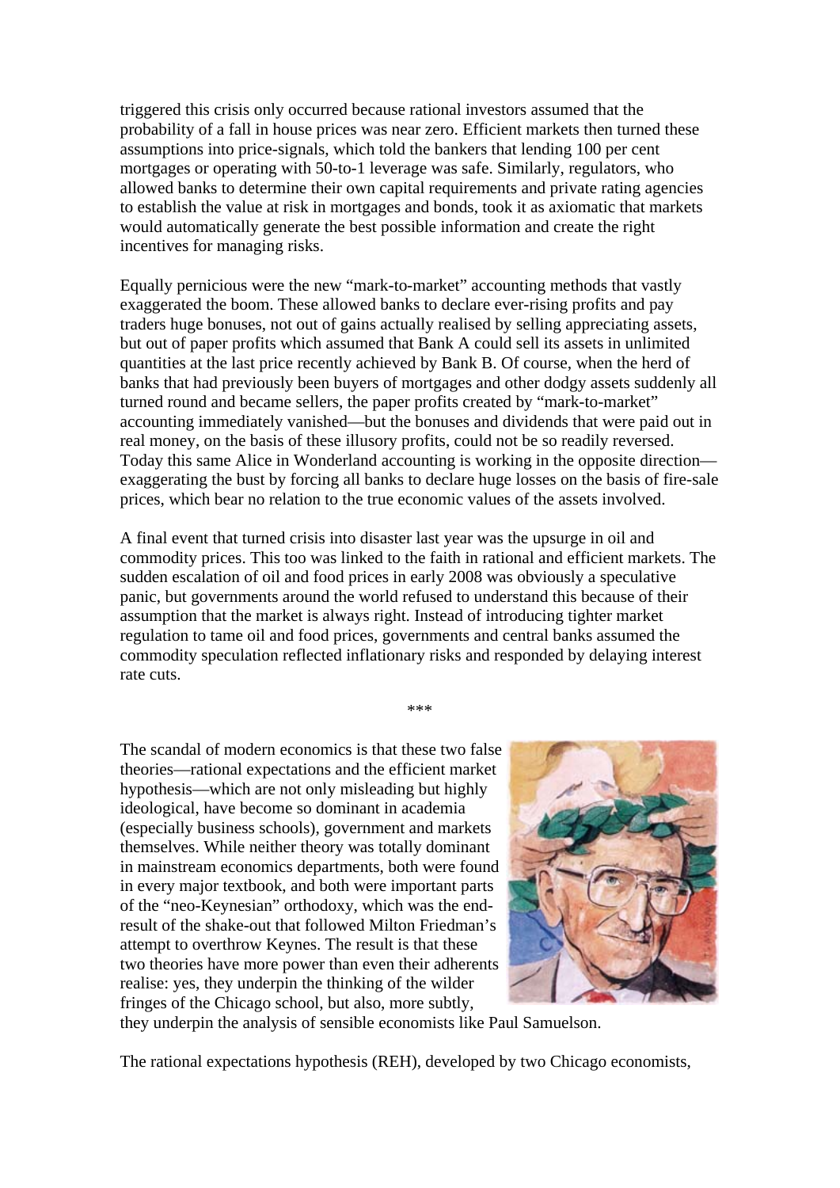triggered this crisis only occurred because rational investors assumed that the probability of a fall in house prices was near zero. Efficient markets then turned these assumptions into price-signals, which told the bankers that lending 100 per cent mortgages or operating with 50-to-1 leverage was safe. Similarly, regulators, who allowed banks to determine their own capital requirements and private rating agencies to establish the value at risk in mortgages and bonds, took it as axiomatic that markets would automatically generate the best possible information and create the right incentives for managing risks.

Equally pernicious were the new "mark-to-market" accounting methods that vastly exaggerated the boom. These allowed banks to declare ever-rising profits and pay traders huge bonuses, not out of gains actually realised by selling appreciating assets, but out of paper profits which assumed that Bank A could sell its assets in unlimited quantities at the last price recently achieved by Bank B. Of course, when the herd of banks that had previously been buyers of mortgages and other dodgy assets suddenly all turned round and became sellers, the paper profits created by "mark-to-market" accounting immediately vanished—but the bonuses and dividends that were paid out in real money, on the basis of these illusory profits, could not be so readily reversed. Today this same Alice in Wonderland accounting is working in the opposite direction—exaggerating the bust by forcing all banks to declare huge losses on the basis of fire-sale prices, which bear no relation to the true economic values of the assets involved.

A final event that turned crisis into disaster last year was the upsurge in oil and commodity prices. This too was linked to the faith in rational and efficient markets. The sudden escalation of oil and food prices in early 2008 was obviously a speculative panic, but governments around the world refused to understand this because of their assumption that the market is always right. Instead of introducing tighter market regulation to tame oil and food prices, governments and central banks assumed the commodity speculation reflected inflationary risks and responded by delaying interest rate cuts.

\*\*\*

The scandal of modern economics is that these two false theories—rational expectations and the efficient market hypothesis—which are not only misleading but highly ideological, have become so dominant in academia (especially business schools), government and markets themselves. While neither theory was totally dominant in mainstream economics departments, both were found in every major textbook, and both were important parts of the "neo-Keynesian" orthodoxy, which was the end-result of the shake-out that followed Milton Friedman's attempt to overthrow Keynes. The result is that these two theories have more power than even their adherents realise: yes, they underpin the thinking of the wilder fringes of the Chicago school, but also, more subtly, they underpin the analysis of sensible economists like Paul Samuelson.

The rational expectations hypothesis (REH), developed by two Chicago economists,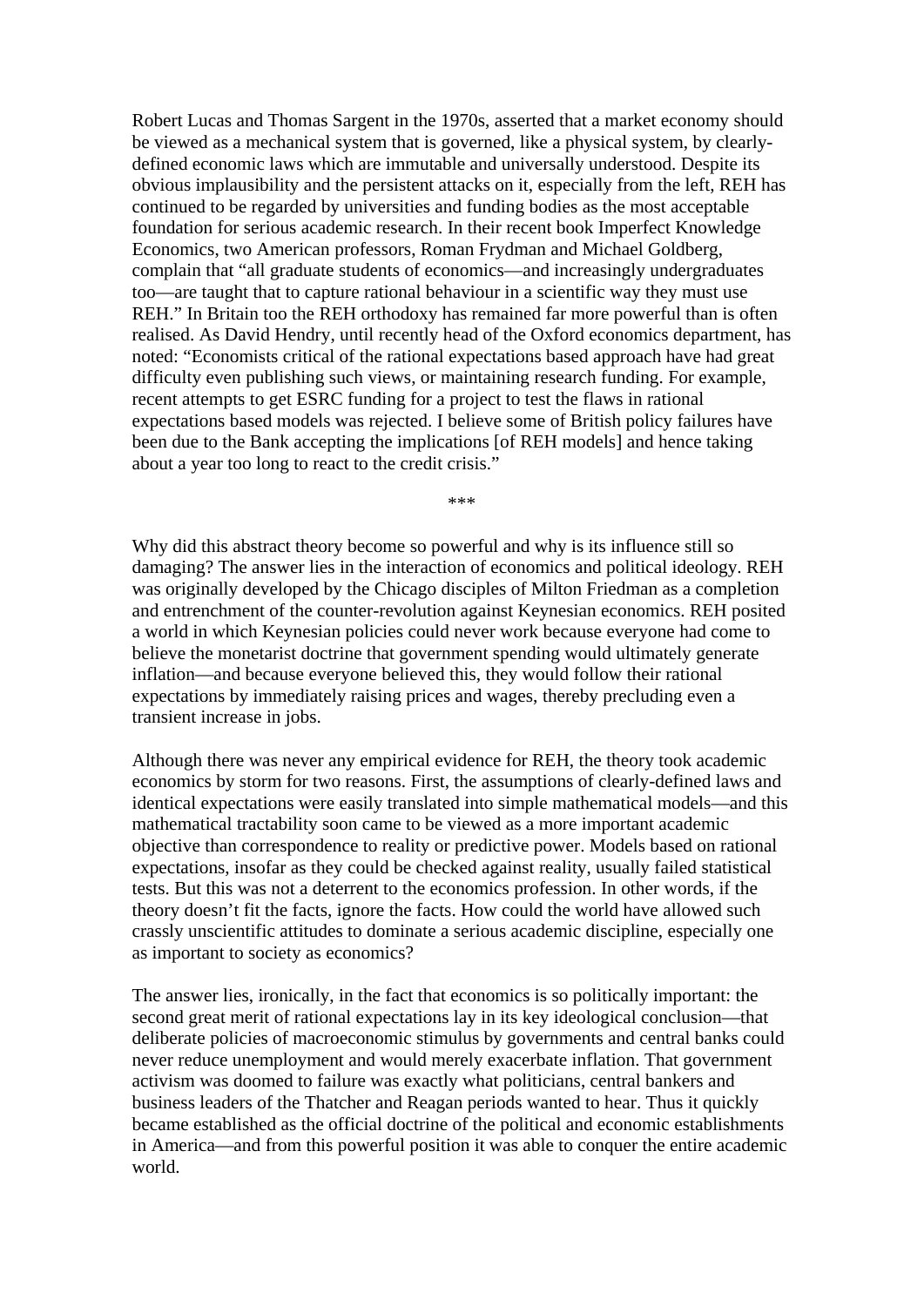Robert Lucas and Thomas Sargent in the 1970s, asserted that a market economy should be viewed as a mechanical system that is governed, like a physical system, by clearly-defined economic laws which are immutable and universally understood. Despite its obvious implausibility and the persistent attacks on it, especially from the left, REH has continued to be regarded by universities and funding bodies as the most acceptable foundation for serious academic research. In their recent book Imperfect Knowledge Economics, two American professors, Roman Frydman and Michael Goldberg, complain that "all graduate students of economics—and increasingly undergraduates too—are taught that to capture rational behaviour in a scientific way they must use REH." In Britain too the REH orthodoxy has remained far more powerful than is often realised. As David Hendry, until recently head of the Oxford economics department, has noted: "Economists critical of the rational expectations based approach have had great difficulty even publishing such views, or maintaining research funding. For example, recent attempts to get ESRC funding for a project to test the flaws in rational expectations based models was rejected. I believe some of British policy failures have been due to the Bank accepting the implications [of REH models] and hence taking about a year too long to react to the credit crisis."

***

Why did this abstract theory become so powerful and why is its influence still so damaging? The answer lies in the interaction of economics and political ideology. REH was originally developed by the Chicago disciples of Milton Friedman as a completion and entrenchment of the counter-revolution against Keynesian economics. REH posited a world in which Keynesian policies could never work because everyone had come to believe the monetarist doctrine that government spending would ultimately generate inflation—and because everyone believed this, they would follow their rational expectations by immediately raising prices and wages, thereby precluding even a transient increase in jobs.

Although there was never any empirical evidence for REH, the theory took academic economics by storm for two reasons. First, the assumptions of clearly-defined laws and identical expectations were easily translated into simple mathematical models—and this mathematical tractability soon came to be viewed as a more important academic objective than correspondence to reality or predictive power. Models based on rational expectations, insofar as they could be checked against reality, usually failed statistical tests. But this was not a deterrent to the economics profession. In other words, if the theory doesn't fit the facts, ignore the facts. How could the world have allowed such crassly unscientific attitudes to dominate a serious academic discipline, especially one as important to society as economics?

The answer lies, ironically, in the fact that economics is so politically important: the second great merit of rational expectations lay in its key ideological conclusion—that deliberate policies of macroeconomic stimulus by governments and central banks could never reduce unemployment and would merely exacerbate inflation. That government activism was doomed to failure was exactly what politicians, central bankers and business leaders of the Thatcher and Reagan periods wanted to hear. Thus it quickly became established as the official doctrine of the political and economic establishments in America—and from this powerful position it was able to conquer the entire academic world.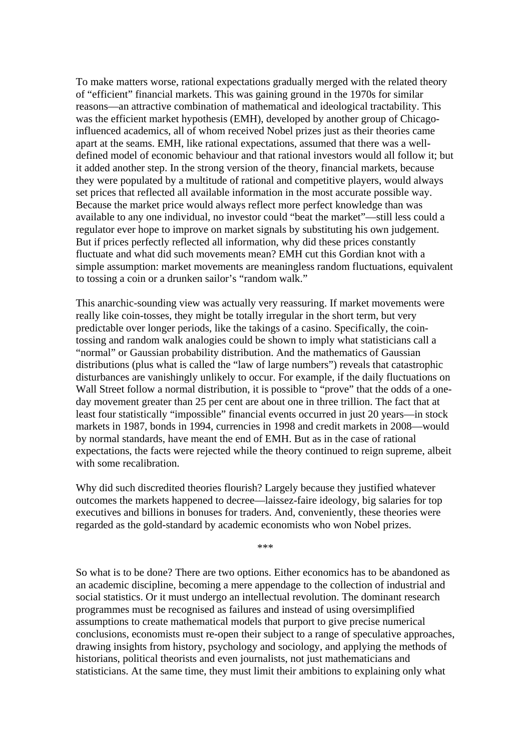To make matters worse, rational expectations gradually merged with the related theory of "efficient" financial markets. This was gaining ground in the 1970s for similar reasons—an attractive combination of mathematical and ideological tractability. This was the efficient market hypothesis (EMH), developed by another group of Chicago-influenced academics, all of whom received Nobel prizes just as their theories came apart at the seams. EMH, like rational expectations, assumed that there was a well-defined model of economic behaviour and that rational investors would all follow it; but it added another step. In the strong version of the theory, financial markets, because they were populated by a multitude of rational and competitive players, would always set prices that reflected all available information in the most accurate possible way. Because the market price would always reflect more perfect knowledge than was available to any one individual, no investor could "beat the market"—still less could a regulator ever hope to improve on market signals by substituting his own judgement. But if prices perfectly reflected all information, why did these prices constantly fluctuate and what did such movements mean? EMH cut this Gordian knot with a simple assumption: market movements are meaningless random fluctuations, equivalent to tossing a coin or a drunken sailor's "random walk."

This anarchic-sounding view was actually very reassuring. If market movements were really like coin-tosses, they might be totally irregular in the short term, but very predictable over longer periods, like the takings of a casino. Specifically, the coin-tossing and random walk analogies could be shown to imply what statisticians call a "normal" or Gaussian probability distribution. And the mathematics of Gaussian distributions (plus what is called the "law of large numbers") reveals that catastrophic disturbances are vanishingly unlikely to occur. For example, if the daily fluctuations on Wall Street follow a normal distribution, it is possible to "prove" that the odds of a one-day movement greater than 25 per cent are about one in three trillion. The fact that at least four statistically "impossible" financial events occurred in just 20 years—in stock markets in 1987, bonds in 1994, currencies in 1998 and credit markets in 2008—would by normal standards, have meant the end of EMH. But as in the case of rational expectations, the facts were rejected while the theory continued to reign supreme, albeit with some recalibration.

Why did such discredited theories flourish? Largely because they justified whatever outcomes the markets happened to decree—laissez-faire ideology, big salaries for top executives and billions in bonuses for traders. And, conveniently, these theories were regarded as the gold-standard by academic economists who won Nobel prizes.

***

So what is to be done? There are two options. Either economics has to be abandoned as an academic discipline, becoming a mere appendage to the collection of industrial and social statistics. Or it must undergo an intellectual revolution. The dominant research programmes must be recognised as failures and instead of using oversimplified assumptions to create mathematical models that purport to give precise numerical conclusions, economists must re-open their subject to a range of speculative approaches, drawing insights from history, psychology and sociology, and applying the methods of historians, political theorists and even journalists, not just mathematicians and statisticians. At the same time, they must limit their ambitions to explaining only what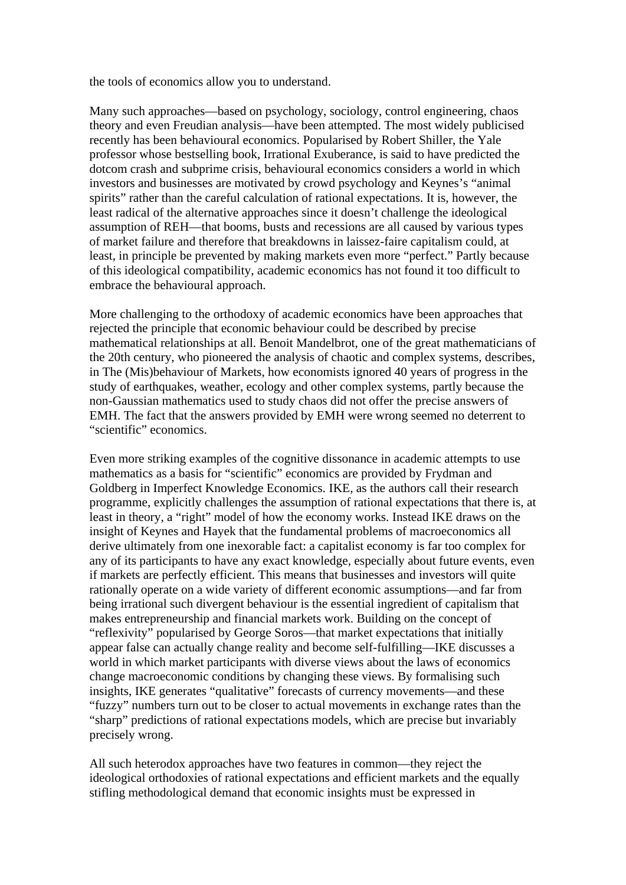the tools of economics allow you to understand.

Many such approaches—based on psychology, sociology, control engineering, chaos theory and even Freudian analysis—have been attempted. The most widely publicised recently has been behavioural economics. Popularised by Robert Shiller, the Yale professor whose bestselling book, Irrational Exuberance, is said to have predicted the dotcom crash and subprime crisis, behavioural economics considers a world in which investors and businesses are motivated by crowd psychology and Keynes's "animal spirits" rather than the careful calculation of rational expectations. It is, however, the least radical of the alternative approaches since it doesn't challenge the ideological assumption of REH—that booms, busts and recessions are all caused by various types of market failure and therefore that breakdowns in laissez-faire capitalism could, at least, in principle be prevented by making markets even more "perfect." Partly because of this ideological compatibility, academic economics has not found it too difficult to embrace the behavioural approach.

More challenging to the orthodoxy of academic economics have been approaches that rejected the principle that economic behaviour could be described by precise mathematical relationships at all. Benoit Mandelbrot, one of the great mathematicians of the 20th century, who pioneered the analysis of chaotic and complex systems, describes, in The (Mis)behaviour of Markets, how economists ignored 40 years of progress in the study of earthquakes, weather, ecology and other complex systems, partly because the non-Gaussian mathematics used to study chaos did not offer the precise answers of EMH. The fact that the answers provided by EMH were wrong seemed no deterrent to "scientific" economics.

Even more striking examples of the cognitive dissonance in academic attempts to use mathematics as a basis for "scientific" economics are provided by Frydman and Goldberg in Imperfect Knowledge Economics. IKE, as the authors call their research programme, explicitly challenges the assumption of rational expectations that there is, at least in theory, a "right" model of how the economy works. Instead IKE draws on the insight of Keynes and Hayek that the fundamental problems of macroeconomics all derive ultimately from one inexorable fact: a capitalist economy is far too complex for any of its participants to have any exact knowledge, especially about future events, even if markets are perfectly efficient. This means that businesses and investors will quite rationally operate on a wide variety of different economic assumptions—and far from being irrational such divergent behaviour is the essential ingredient of capitalism that makes entrepreneurship and financial markets work. Building on the concept of "reflexivity" popularised by George Soros—that market expectations that initially appear false can actually change reality and become self-fulfilling—IKE discusses a world in which market participants with diverse views about the laws of economics change macroeconomic conditions by changing these views. By formalising such insights, IKE generates "qualitative" forecasts of currency movements—and these "fuzzy" numbers turn out to be closer to actual movements in exchange rates than the "sharp" predictions of rational expectations models, which are precise but invariably precisely wrong.

All such heterodox approaches have two features in common—they reject the ideological orthodoxies of rational expectations and efficient markets and the equally stifling methodological demand that economic insights must be expressed in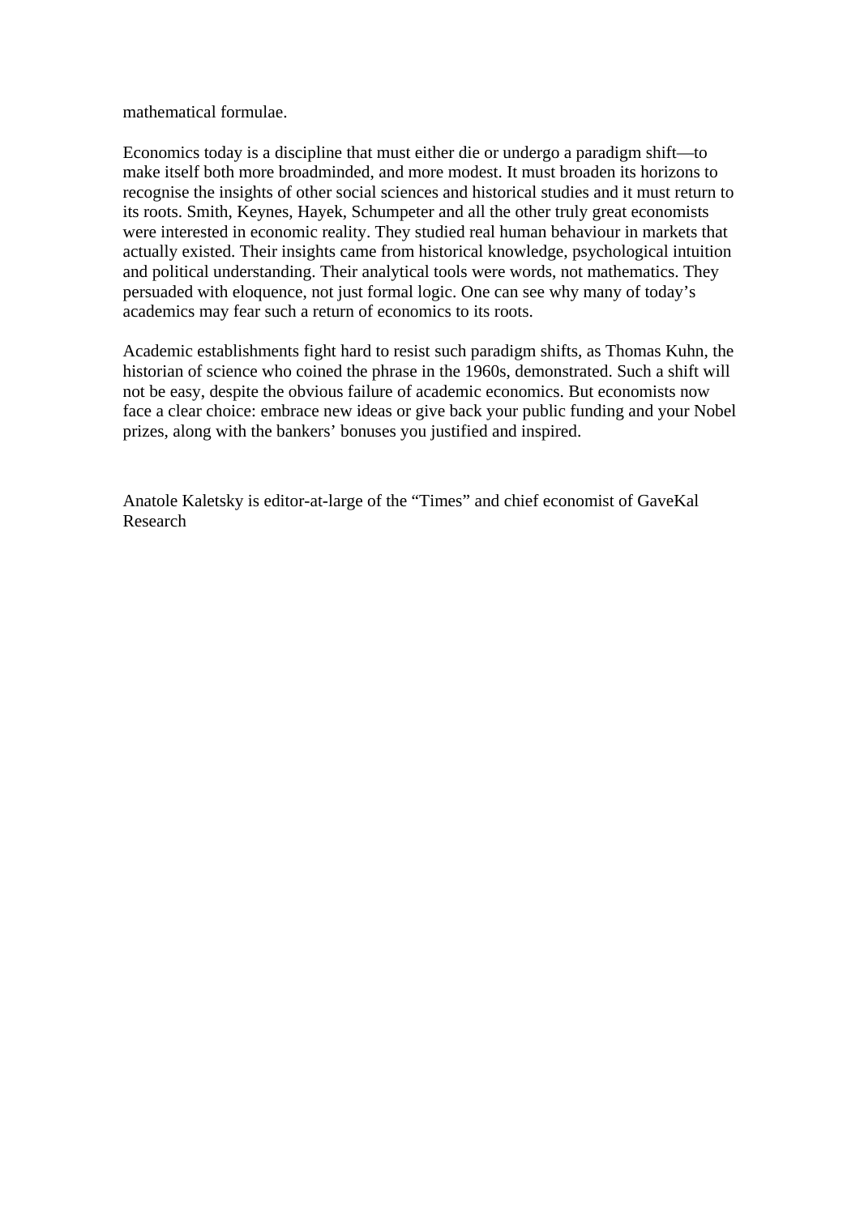mathematical formulae.

Economics today is a discipline that must either die or undergo a paradigm shift—to make itself both more broadminded, and more modest. It must broaden its horizons to recognise the insights of other social sciences and historical studies and it must return to its roots. Smith, Keynes, Hayek, Schumpeter and all the other truly great economists were interested in economic reality. They studied real human behaviour in markets that actually existed. Their insights came from historical knowledge, psychological intuition and political understanding. Their analytical tools were words, not mathematics. They persuaded with eloquence, not just formal logic. One can see why many of today's academics may fear such a return of economics to its roots.

Academic establishments fight hard to resist such paradigm shifts, as Thomas Kuhn, the historian of science who coined the phrase in the 1960s, demonstrated. Such a shift will not be easy, despite the obvious failure of academic economics. But economists now face a clear choice: embrace new ideas or give back your public funding and your Nobel prizes, along with the bankers' bonuses you justified and inspired.

Anatole Kaletsky is editor-at-large of the "Times" and chief economist of GaveKal Research